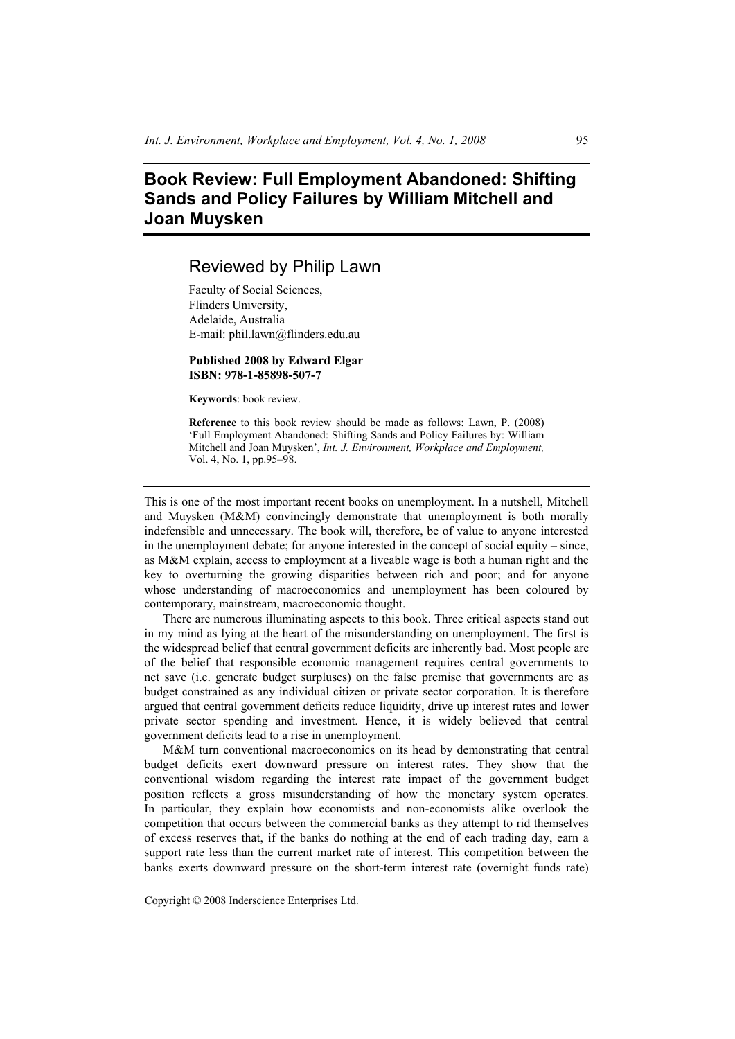# Book Review: Full Employment Abandoned: Shifting Sands and Policy Failures by William Mitchell and Joan Muysken

## Reviewed by Philip Lawn

Faculty of Social Sciences,
Flinders University,
Adelaide, Australia
E-mail: phil.lawn@flinders.edu.au

**Published 2008 by Edward Elgar**
**ISBN: 978-1-85898-507-7**

**Keywords**: book review.

**Reference** to this book review should be made as follows: Lawn, P. (2008) 'Full Employment Abandoned: Shifting Sands and Policy Failures by: William Mitchell and Joan Muysken', *Int. J. Environment, Workplace and Employment,* Vol. 4, No. 1, pp.95–98.

---

This is one of the most important recent books on unemployment. In a nutshell, Mitchell and Muysken (M&M) convincingly demonstrate that unemployment is both morally indefensible and unnecessary. The book will, therefore, be of value to anyone interested in the unemployment debate; for anyone interested in the concept of social equity – since, as M&M explain, access to employment at a liveable wage is both a human right and the key to overturning the growing disparities between rich and poor; and for anyone whose understanding of macroeconomics and unemployment has been coloured by contemporary, mainstream, macroeconomic thought.

There are numerous illuminating aspects to this book. Three critical aspects stand out in my mind as lying at the heart of the misunderstanding on unemployment. The first is the widespread belief that central government deficits are inherently bad. Most people are of the belief that responsible economic management requires central governments to net save (i.e. generate budget surpluses) on the false premise that governments are as budget constrained as any individual citizen or private sector corporation. It is therefore argued that central government deficits reduce liquidity, drive up interest rates and lower private sector spending and investment. Hence, it is widely believed that central government deficits lead to a rise in unemployment.

M&M turn conventional macroeconomics on its head by demonstrating that central budget deficits exert downward pressure on interest rates. They show that the conventional wisdom regarding the interest rate impact of the government budget position reflects a gross misunderstanding of how the monetary system operates. In particular, they explain how economists and non-economists alike overlook the competition that occurs between the commercial banks as they attempt to rid themselves of excess reserves that, if the banks do nothing at the end of each trading day, earn a support rate less than the current market rate of interest. This competition between the banks exerts downward pressure on the short-term interest rate (overnight funds rate)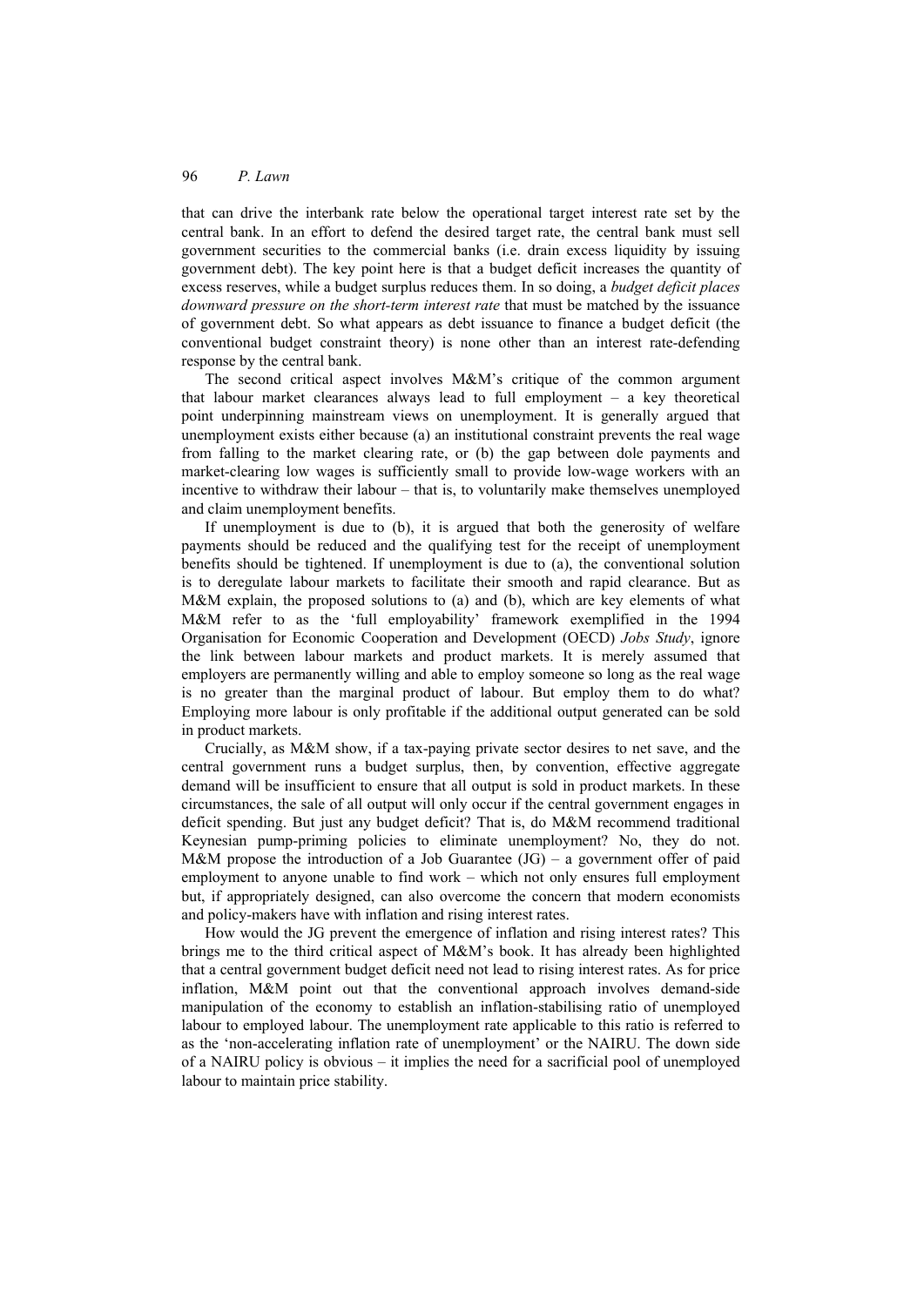that can drive the interbank rate below the operational target interest rate set by the central bank. In an effort to defend the desired target rate, the central bank must sell government securities to the commercial banks (i.e. drain excess liquidity by issuing government debt). The key point here is that a budget deficit increases the quantity of excess reserves, while a budget surplus reduces them. In so doing, a *budget deficit places downward pressure on the short-term interest rate* that must be matched by the issuance of government debt. So what appears as debt issuance to finance a budget deficit (the conventional budget constraint theory) is none other than an interest rate-defending response by the central bank.

The second critical aspect involves M&M's critique of the common argument that labour market clearances always lead to full employment – a key theoretical point underpinning mainstream views on unemployment. It is generally argued that unemployment exists either because (a) an institutional constraint prevents the real wage from falling to the market clearing rate, or (b) the gap between dole payments and market-clearing low wages is sufficiently small to provide low-wage workers with an incentive to withdraw their labour – that is, to voluntarily make themselves unemployed and claim unemployment benefits.

If unemployment is due to (b), it is argued that both the generosity of welfare payments should be reduced and the qualifying test for the receipt of unemployment benefits should be tightened. If unemployment is due to (a), the conventional solution is to deregulate labour markets to facilitate their smooth and rapid clearance. But as M&M explain, the proposed solutions to (a) and (b), which are key elements of what M&M refer to as the 'full employability' framework exemplified in the 1994 Organisation for Economic Cooperation and Development (OECD) *Jobs Study*, ignore the link between labour markets and product markets. It is merely assumed that employers are permanently willing and able to employ someone so long as the real wage is no greater than the marginal product of labour. But employ them to do what? Employing more labour is only profitable if the additional output generated can be sold in product markets.

Crucially, as M&M show, if a tax-paying private sector desires to net save, and the central government runs a budget surplus, then, by convention, effective aggregate demand will be insufficient to ensure that all output is sold in product markets. In these circumstances, the sale of all output will only occur if the central government engages in deficit spending. But just any budget deficit? That is, do M&M recommend traditional Keynesian pump-priming policies to eliminate unemployment? No, they do not. M&M propose the introduction of a Job Guarantee (JG) – a government offer of paid employment to anyone unable to find work – which not only ensures full employment but, if appropriately designed, can also overcome the concern that modern economists and policy-makers have with inflation and rising interest rates.

How would the JG prevent the emergence of inflation and rising interest rates? This brings me to the third critical aspect of M&M's book. It has already been highlighted that a central government budget deficit need not lead to rising interest rates. As for price inflation, M&M point out that the conventional approach involves demand-side manipulation of the economy to establish an inflation-stabilising ratio of unemployed labour to employed labour. The unemployment rate applicable to this ratio is referred to as the 'non-accelerating inflation rate of unemployment' or the NAIRU. The down side of a NAIRU policy is obvious – it implies the need for a sacrificial pool of unemployed labour to maintain price stability.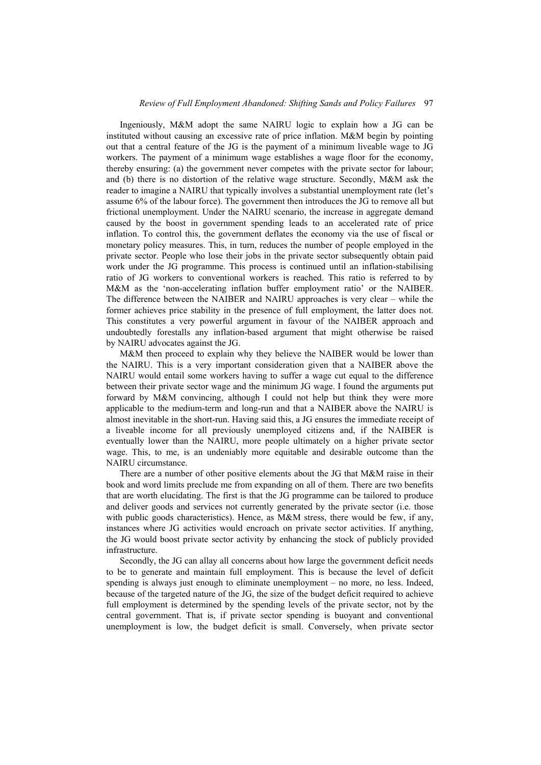Ingeniously, M&M adopt the same NAIRU logic to explain how a JG can be instituted without causing an excessive rate of price inflation. M&M begin by pointing out that a central feature of the JG is the payment of a minimum liveable wage to JG workers. The payment of a minimum wage establishes a wage floor for the economy, thereby ensuring: (a) the government never competes with the private sector for labour; and (b) there is no distortion of the relative wage structure. Secondly, M&M ask the reader to imagine a NAIRU that typically involves a substantial unemployment rate (let's assume 6% of the labour force). The government then introduces the JG to remove all but frictional unemployment. Under the NAIRU scenario, the increase in aggregate demand caused by the boost in government spending leads to an accelerated rate of price inflation. To control this, the government deflates the economy via the use of fiscal or monetary policy measures. This, in turn, reduces the number of people employed in the private sector. People who lose their jobs in the private sector subsequently obtain paid work under the JG programme. This process is continued until an inflation-stabilising ratio of JG workers to conventional workers is reached. This ratio is referred to by M&M as the 'non-accelerating inflation buffer employment ratio' or the NAIBER. The difference between the NAIBER and NAIRU approaches is very clear – while the former achieves price stability in the presence of full employment, the latter does not. This constitutes a very powerful argument in favour of the NAIBER approach and undoubtedly forestalls any inflation-based argument that might otherwise be raised by NAIRU advocates against the JG.

M&M then proceed to explain why they believe the NAIBER would be lower than the NAIRU. This is a very important consideration given that a NAIBER above the NAIRU would entail some workers having to suffer a wage cut equal to the difference between their private sector wage and the minimum JG wage. I found the arguments put forward by M&M convincing, although I could not help but think they were more applicable to the medium-term and long-run and that a NAIBER above the NAIRU is almost inevitable in the short-run. Having said this, a JG ensures the immediate receipt of a liveable income for all previously unemployed citizens and, if the NAIBER is eventually lower than the NAIRU, more people ultimately on a higher private sector wage. This, to me, is an undeniably more equitable and desirable outcome than the NAIRU circumstance.

There are a number of other positive elements about the JG that M&M raise in their book and word limits preclude me from expanding on all of them. There are two benefits that are worth elucidating. The first is that the JG programme can be tailored to produce and deliver goods and services not currently generated by the private sector (i.e. those with public goods characteristics). Hence, as M&M stress, there would be few, if any, instances where JG activities would encroach on private sector activities. If anything, the JG would boost private sector activity by enhancing the stock of publicly provided infrastructure.

Secondly, the JG can allay all concerns about how large the government deficit needs to be to generate and maintain full employment. This is because the level of deficit spending is always just enough to eliminate unemployment – no more, no less. Indeed, because of the targeted nature of the JG, the size of the budget deficit required to achieve full employment is determined by the spending levels of the private sector, not by the central government. That is, if private sector spending is buoyant and conventional unemployment is low, the budget deficit is small. Conversely, when private sector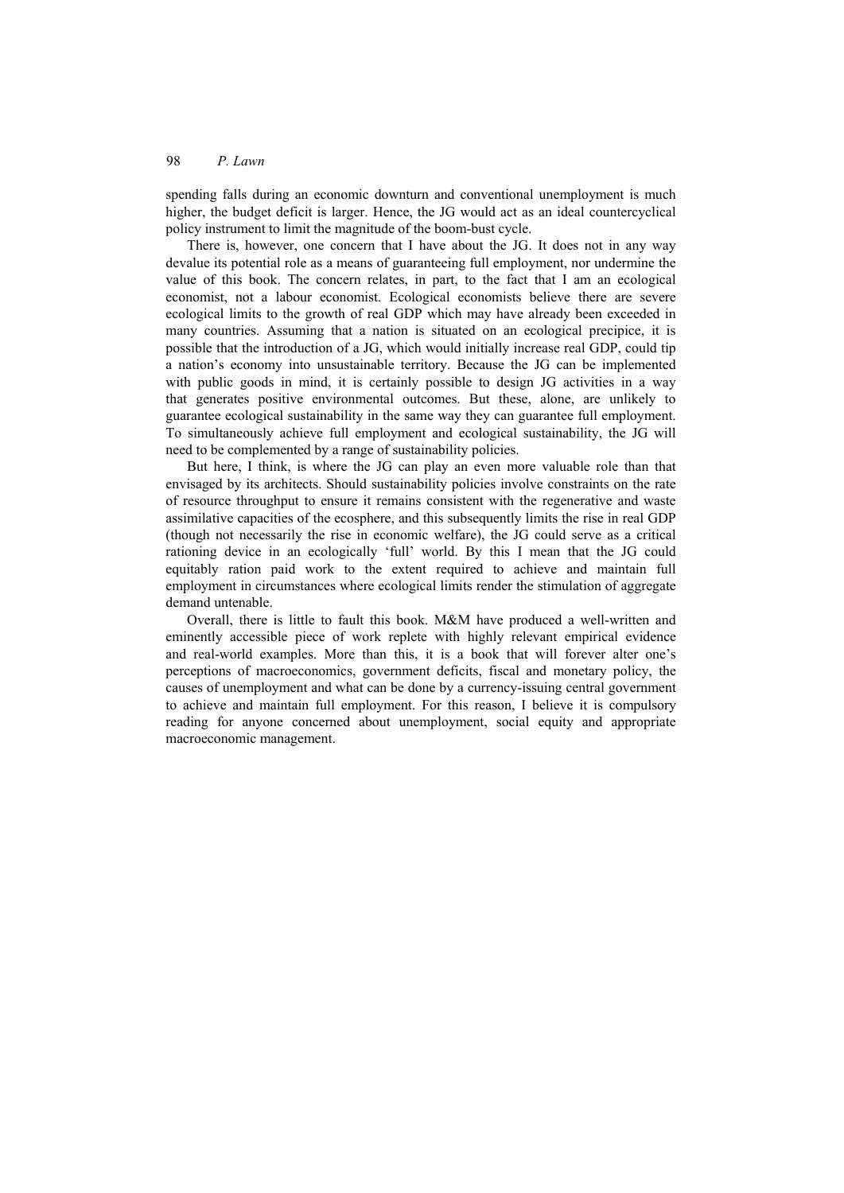spending falls during an economic downturn and conventional unemployment is much higher, the budget deficit is larger. Hence, the JG would act as an ideal countercyclical policy instrument to limit the magnitude of the boom-bust cycle.

There is, however, one concern that I have about the JG. It does not in any way devalue its potential role as a means of guaranteeing full employment, nor undermine the value of this book. The concern relates, in part, to the fact that I am an ecological economist, not a labour economist. Ecological economists believe there are severe ecological limits to the growth of real GDP which may have already been exceeded in many countries. Assuming that a nation is situated on an ecological precipice, it is possible that the introduction of a JG, which would initially increase real GDP, could tip a nation's economy into unsustainable territory. Because the JG can be implemented with public goods in mind, it is certainly possible to design JG activities in a way that generates positive environmental outcomes. But these, alone, are unlikely to guarantee ecological sustainability in the same way they can guarantee full employment. To simultaneously achieve full employment and ecological sustainability, the JG will need to be complemented by a range of sustainability policies.

But here, I think, is where the JG can play an even more valuable role than that envisaged by its architects. Should sustainability policies involve constraints on the rate of resource throughput to ensure it remains consistent with the regenerative and waste assimilative capacities of the ecosphere, and this subsequently limits the rise in real GDP (though not necessarily the rise in economic welfare), the JG could serve as a critical rationing device in an ecologically 'full' world. By this I mean that the JG could equitably ration paid work to the extent required to achieve and maintain full employment in circumstances where ecological limits render the stimulation of aggregate demand untenable.

Overall, there is little to fault this book. M&M have produced a well-written and eminently accessible piece of work replete with highly relevant empirical evidence and real-world examples. More than this, it is a book that will forever alter one's perceptions of macroeconomics, government deficits, fiscal and monetary policy, the causes of unemployment and what can be done by a currency-issuing central government to achieve and maintain full employment. For this reason, I believe it is compulsory reading for anyone concerned about unemployment, social equity and appropriate macroeconomic management.